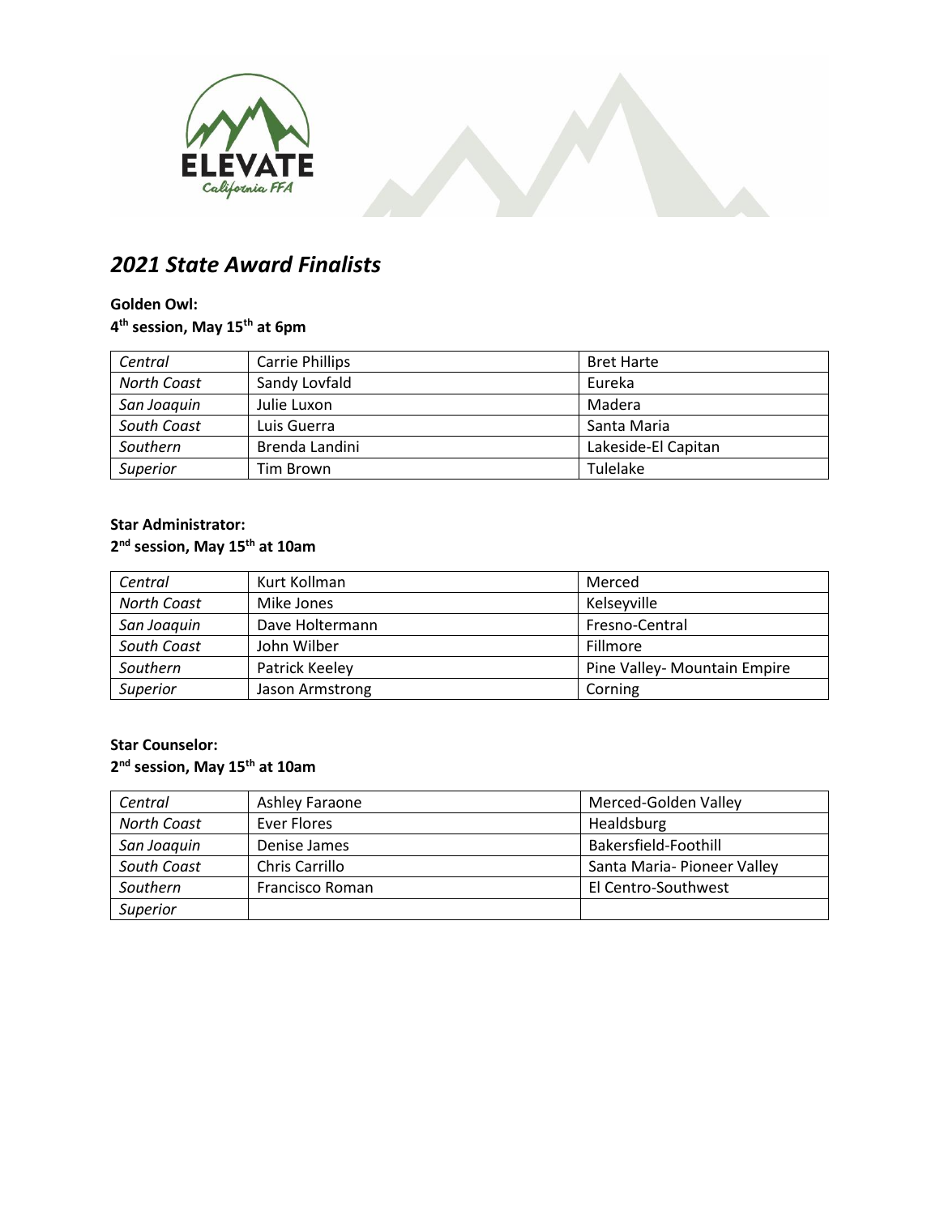# *2021 State Award Finalists*

**Golden Owl:**
**4th session, May 15th at 6pm**

| | | |
|---|---|---|
| *Central* | Carrie Phillips | Bret Harte |
| *North Coast* | Sandy Lovfald | Eureka |
| *San Joaquin* | Julie Luxon | Madera |
| *South Coast* | Luis Guerra | Santa Maria |
| *Southern* | Brenda Landini | Lakeside-El Capitan |
| *Superior* | Tim Brown | Tulelake |

**Star Administrator:**
**2nd session, May 15th at 10am**

| | | |
|---|---|---|
| *Central* | Kurt Kollman | Merced |
| *North Coast* | Mike Jones | Kelseyville |
| *San Joaquin* | Dave Holtermann | Fresno-Central |
| *South Coast* | John Wilber | Fillmore |
| *Southern* | Patrick Keeley | Pine Valley- Mountain Empire |
| *Superior* | Jason Armstrong | Corning |

**Star Counselor:**
**2nd session, May 15th at 10am**

| | | |
|---|---|---|
| *Central* | Ashley Faraone | Merced-Golden Valley |
| *North Coast* | Ever Flores | Healdsburg |
| *San Joaquin* | Denise James | Bakersfield-Foothill |
| *South Coast* | Chris Carrillo | Santa Maria- Pioneer Valley |
| *Southern* | Francisco Roman | El Centro-Southwest |
| *Superior* | | |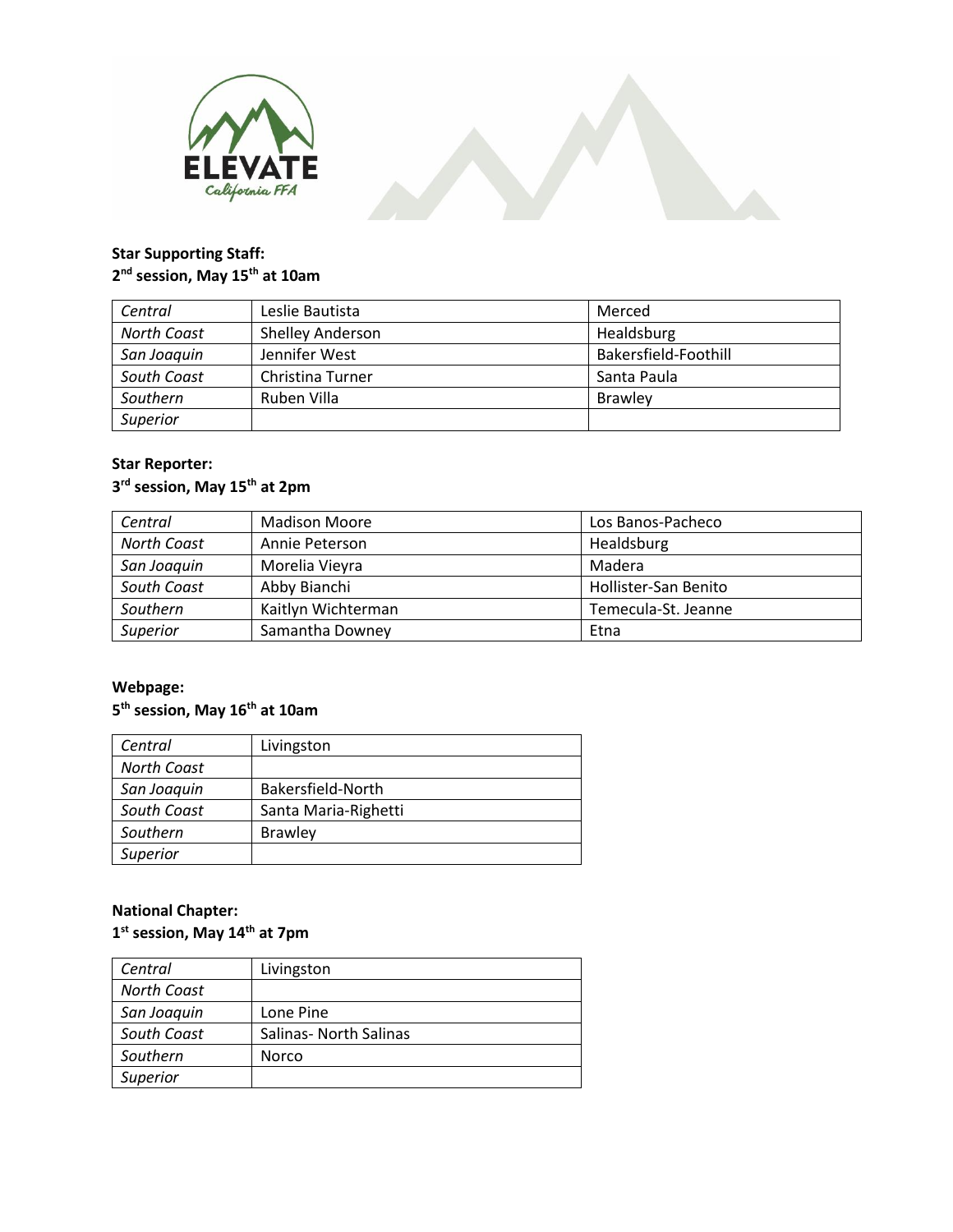**Star Supporting Staff:**
**2nd session, May 15th at 10am**

| *Central* | Leslie Bautista | Merced |
|---|---|---|
| *North Coast* | Shelley Anderson | Healdsburg |
| *San Joaquin* | Jennifer West | Bakersfield-Foothill |
| *South Coast* | Christina Turner | Santa Paula |
| *Southern* | Ruben Villa | Brawley |
| *Superior* | | |

**Star Reporter:**
**3rd session, May 15th at 2pm**

| *Central* | Madison Moore | Los Banos-Pacheco |
|---|---|---|
| *North Coast* | Annie Peterson | Healdsburg |
| *San Joaquin* | Morelia Vieyra | Madera |
| *South Coast* | Abby Bianchi | Hollister-San Benito |
| *Southern* | Kaitlyn Wichterman | Temecula-St. Jeanne |
| *Superior* | Samantha Downey | Etna |

**Webpage:**
**5th session, May 16th at 10am**

| *Central* | Livingston |
|---|---|
| *North Coast* | |
| *San Joaquin* | Bakersfield-North |
| *South Coast* | Santa Maria-Righetti |
| *Southern* | Brawley |
| *Superior* | |

**National Chapter:**
**1st session, May 14th at 7pm**

| *Central* | Livingston |
|---|---|
| *North Coast* | |
| *San Joaquin* | Lone Pine |
| *South Coast* | Salinas- North Salinas |
| *Southern* | Norco |
| *Superior* | |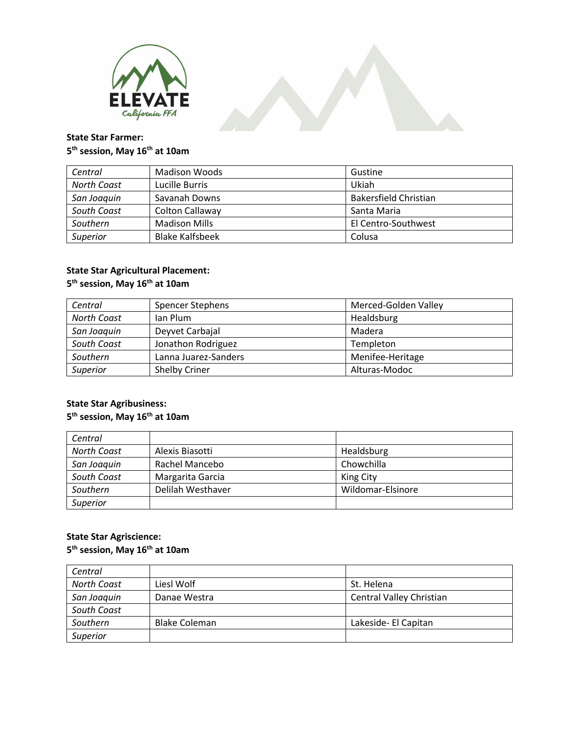**State Star Farmer:**
**5th session, May 16th at 10am**

| | | |
|---|---|---|
| *Central* | Madison Woods | Gustine |
| *North Coast* | Lucille Burris | Ukiah |
| *San Joaquin* | Savanah Downs | Bakersfield Christian |
| *South Coast* | Colton Callaway | Santa Maria |
| *Southern* | Madison Mills | El Centro-Southwest |
| *Superior* | Blake Kalfsbeek | Colusa |

**State Star Agricultural Placement:**
**5th session, May 16th at 10am**

| | | |
|---|---|---|
| *Central* | Spencer Stephens | Merced-Golden Valley |
| *North Coast* | Ian Plum | Healdsburg |
| *San Joaquin* | Deyvet Carbajal | Madera |
| *South Coast* | Jonathon Rodriguez | Templeton |
| *Southern* | Lanna Juarez-Sanders | Menifee-Heritage |
| *Superior* | Shelby Criner | Alturas-Modoc |

**State Star Agribusiness:**
**5th session, May 16th at 10am**

| | | |
|---|---|---|
| *Central* | | |
| *North Coast* | Alexis Biasotti | Healdsburg |
| *San Joaquin* | Rachel Mancebo | Chowchilla |
| *South Coast* | Margarita Garcia | King City |
| *Southern* | Delilah Westhaver | Wildomar-Elsinore |
| *Superior* | | |

**State Star Agriscience:**
**5th session, May 16th at 10am**

| | | |
|---|---|---|
| *Central* | | |
| *North Coast* | Liesl Wolf | St. Helena |
| *San Joaquin* | Danae Westra | Central Valley Christian |
| *South Coast* | | |
| *Southern* | Blake Coleman | Lakeside- El Capitan |
| *Superior* | | |